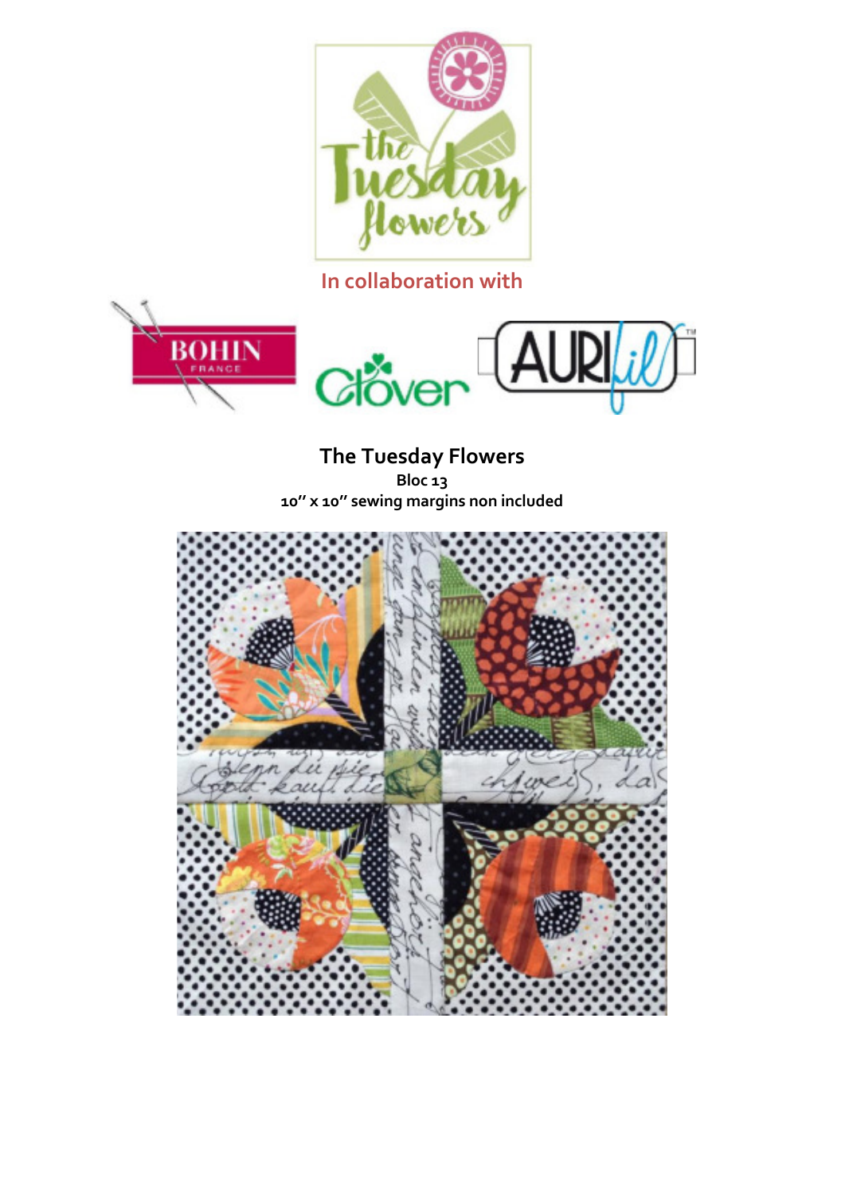In collaboration with

# The Tuesday Flowers

**Bloc 13**

**10'' x 10'' sewing margins non included**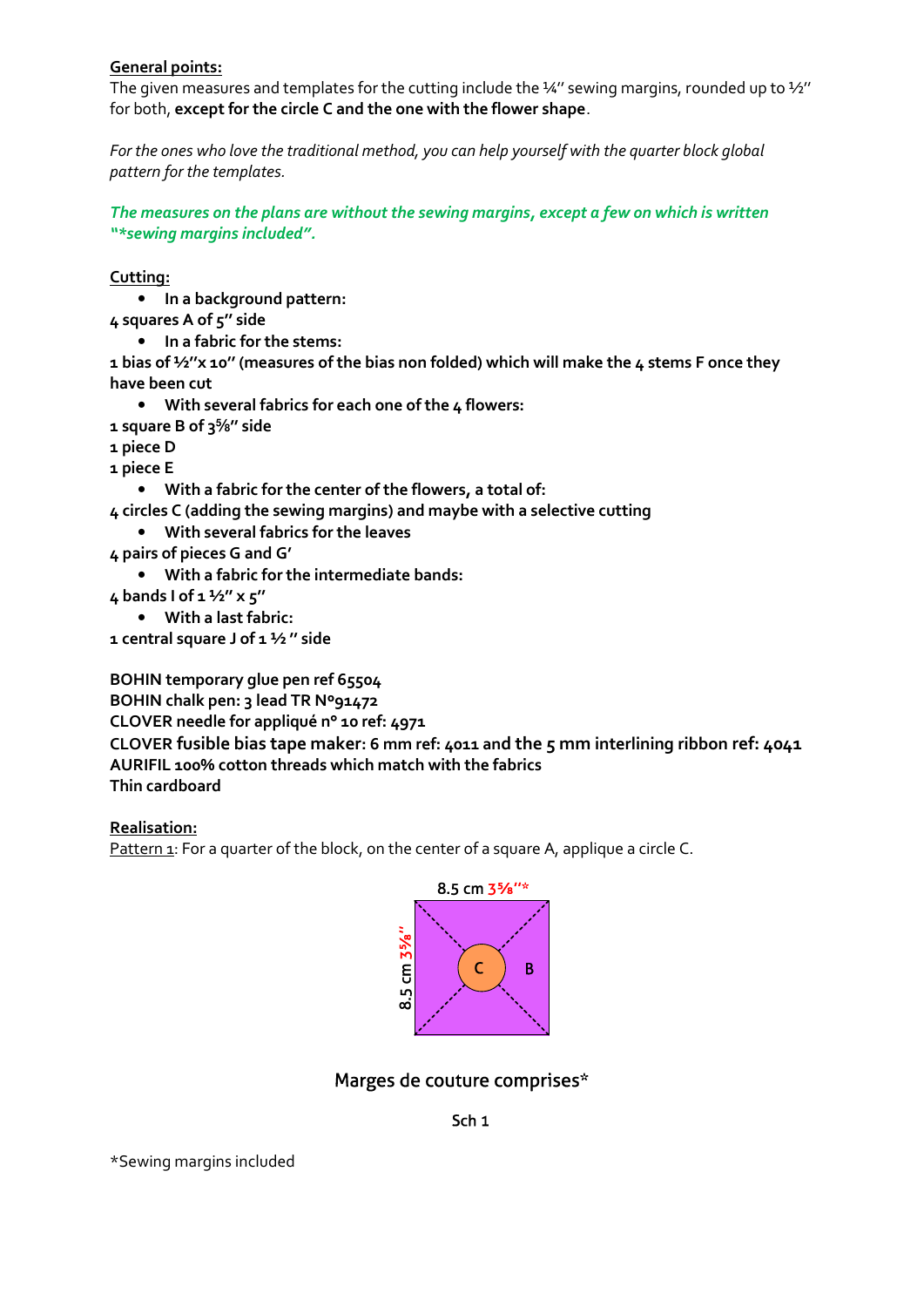**General points:**

The given measures and templates for the cutting include the ¼'' sewing margins, rounded up to ½'' for both, **except for the circle C and the one with the flower shape**.

*For the ones who love the traditional method, you can help yourself with the quarter block global pattern for the templates.*

***The measures on the plans are without the sewing margins, except a few on which is written "*sewing margins included".***

**Cutting:**

- **In a background pattern:**

**4 squares A of 5'' side**

- **In a fabric for the stems:**

**1 bias of ½''x 10'' (measures of the bias non folded) which will make the 4 stems F once they have been cut**

- **With several fabrics for each one of the 4 flowers:**

**1 square B of 3⅝'' side**
**1 piece D**
**1 piece E**

- **With a fabric for the center of the flowers, a total of:**

**4 circles C (adding the sewing margins) and maybe with a selective cutting**

- **With several fabrics for the leaves**

**4 pairs of pieces G and G'**

- **With a fabric for the intermediate bands:**

**4 bands I of 1 ½'' x 5''**

- **With a last fabric:**

**1 central square J of 1 ½ '' side**

**BOHIN temporary glue pen ref 65504**
**BOHIN chalk pen: 3 lead TR N°91472**
**CLOVER needle for appliqué n° 10 ref: 4971**
**CLOVER fusible bias tape maker: 6 mm ref: 4011 and the 5 mm interlining ribbon ref: 4041**
**AURIFIL 100% cotton threads which match with the fabrics**
**Thin cardboard**

**Realisation:**

Pattern 1: For a quarter of the block, on the center of a square A, applique a circle C.

8.5 cm 3⅝''*

8.5 cm 3⅝''

C B

Marges de couture comprises*

Sch 1

*Sewing margins included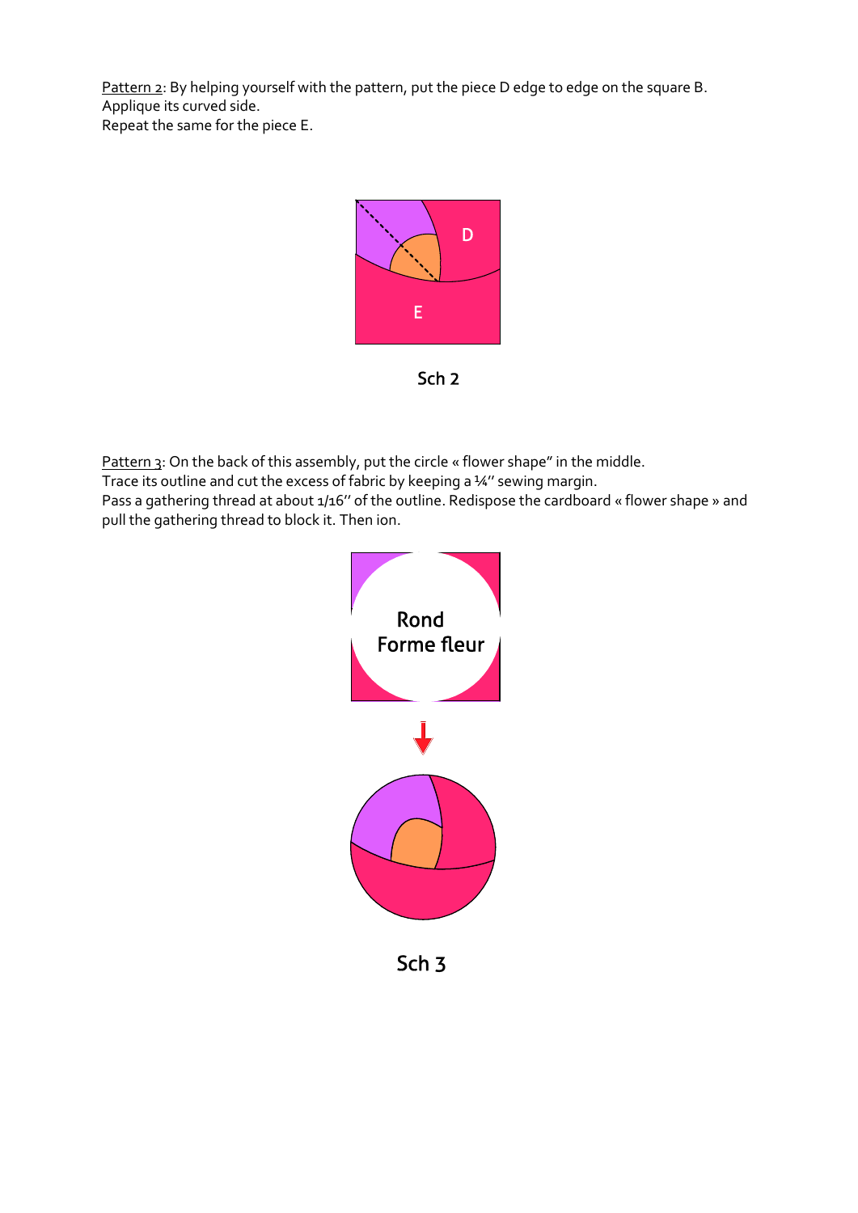<u>Pattern 2</u>: By helping yourself with the pattern, put the piece D edge to edge on the square B.
Applique its curved side.
Repeat the same for the piece E.

D

E

Sch 2

<u>Pattern 3</u>: On the back of this assembly, put the circle « flower shape" in the middle.
Trace its outline and cut the excess of fabric by keeping a ¼'' sewing margin.
Pass a gathering thread at about 1/16'' of the outline. Redispose the cardboard « flower shape » and pull the gathering thread to block it. Then ion.

Rond
Forme fleur

Sch 3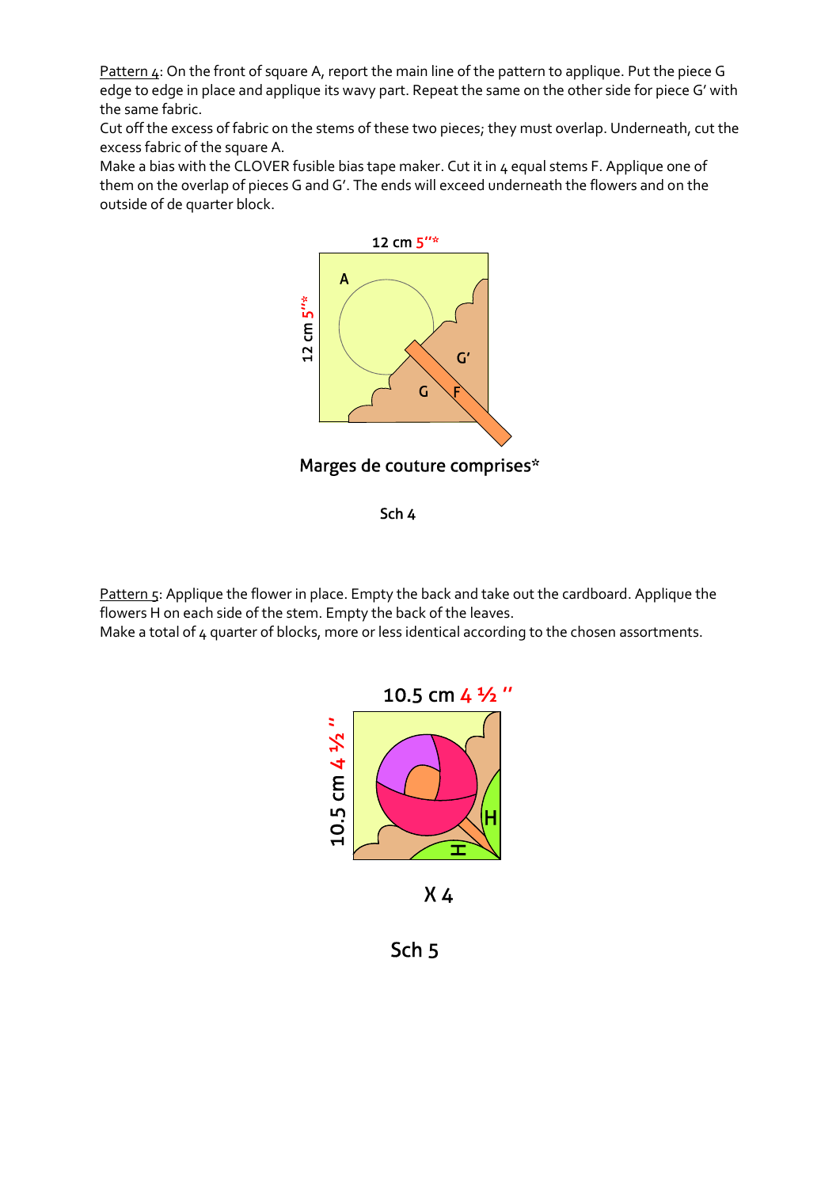<u>Pattern 4</u>: On the front of square A, report the main line of the pattern to applique. Put the piece G edge to edge in place and applique its wavy part. Repeat the same on the other side for piece G' with the same fabric.

Cut off the excess of fabric on the stems of these two pieces; they must overlap. Underneath, cut the excess fabric of the square A.

Make a bias with the CLOVER fusible bias tape maker. Cut it in 4 equal stems F. Applique one of them on the overlap of pieces G and G'. The ends will exceed underneath the flowers and on the outside of de quarter block.

12 cm 5''*

12 cm 5''*

A

G'

G

F

Marges de couture comprises*

Sch 4

<u>Pattern 5</u>: Applique the flower in place. Empty the back and take out the cardboard. Applique the flowers H on each side of the stem. Empty the back of the leaves.

Make a total of 4 quarter of blocks, more or less identical according to the chosen assortments.

10.5 cm 4 ½ ''

10.5 cm 4 ½ ''

H

H

X 4

Sch 5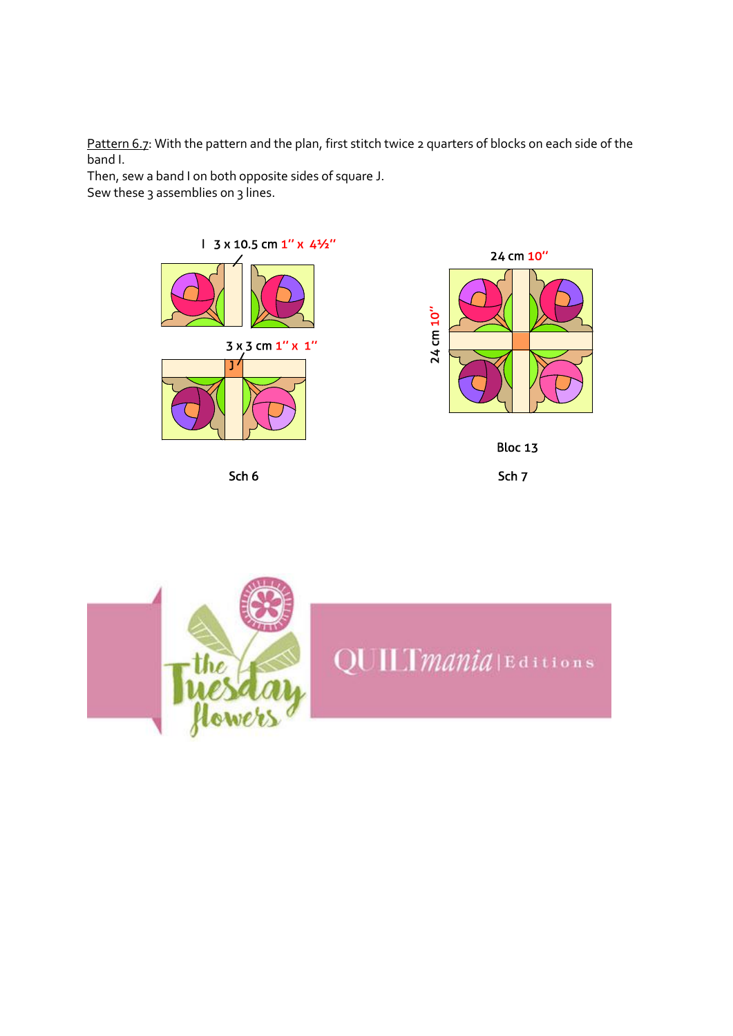Pattern 6.7: With the pattern and the plan, first stitch twice 2 quarters of blocks on each side of the band I.
Then, sew a band I on both opposite sides of square J.
Sew these 3 assemblies on 3 lines.

I 3 x 10.5 cm 1'' x 4½''

3 x 3 cm 1'' x 1''

J

Sch 6

24 cm 10''

24 cm 10''

Bloc 13

Sch 7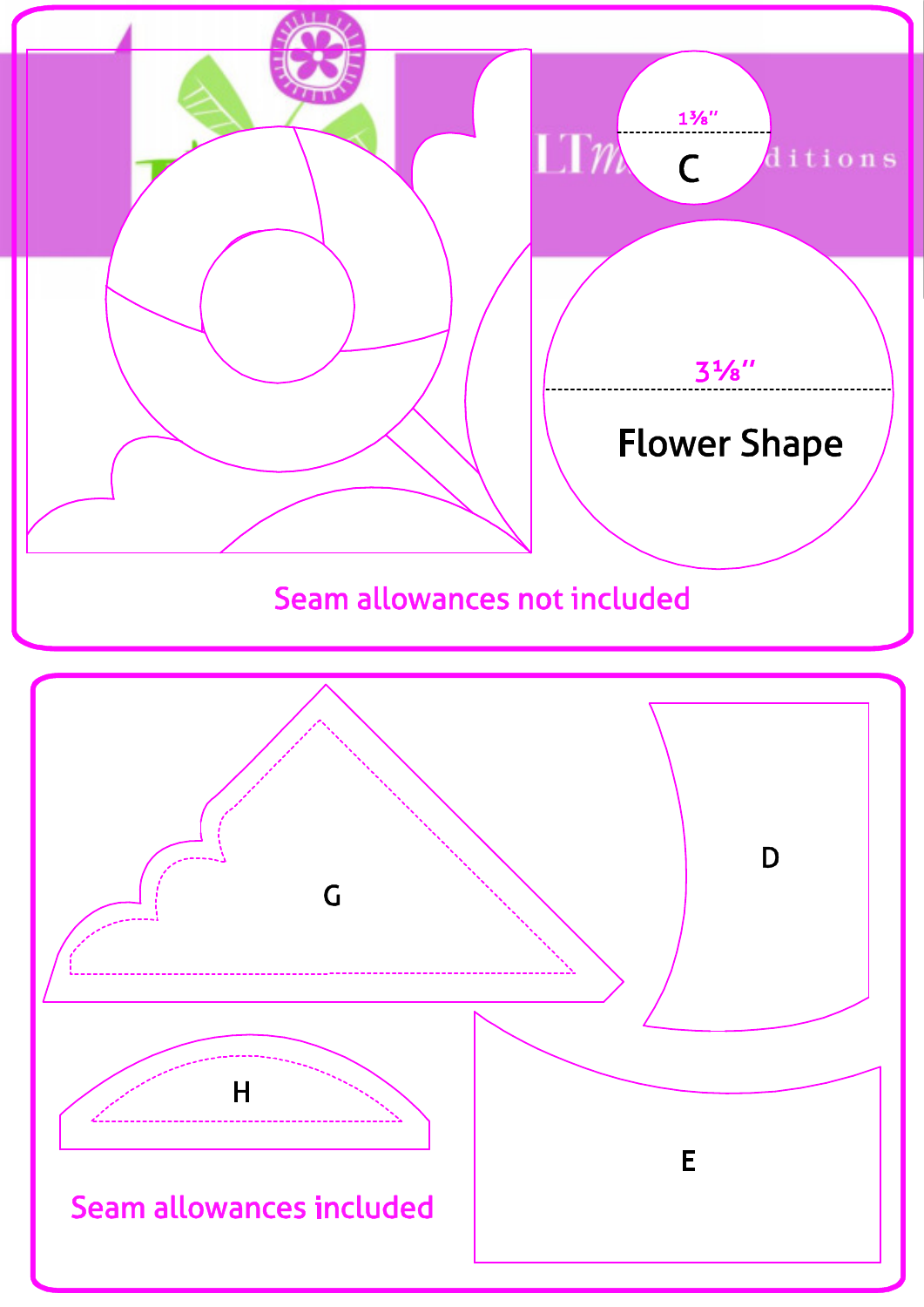1⅜"

C

3⅛"

Flower Shape

Seam allowances not included

G

D

H

E

Seam allowances included